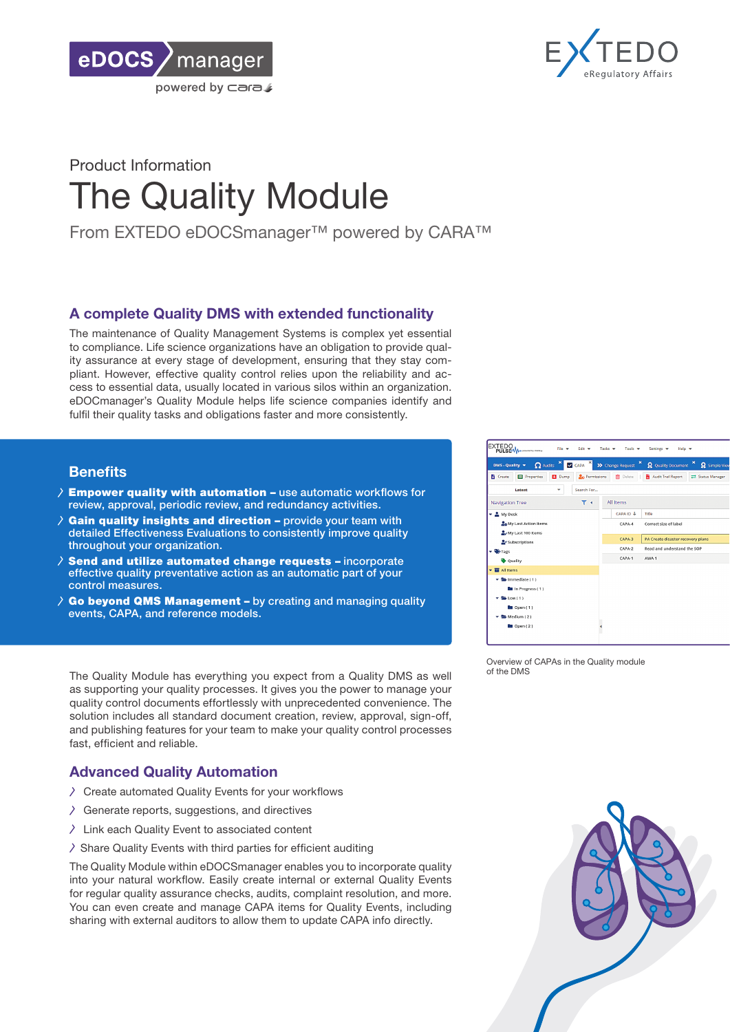Product Information

# The Quality Module

From EXTEDO eDOCSmanager™ powered by CARA™

## A complete Quality DMS with extended functionality

The maintenance of Quality Management Systems is complex yet essential to compliance. Life science organizations have an obligation to provide quality assurance at every stage of development, ensuring that they stay compliant. However, effective quality control relies upon the reliability and access to essential data, usually located in various silos within an organization. eDOCmanager's Quality Module helps life science companies identify and fulfil their quality tasks and obligations faster and more consistently.

## Benefits

- **Empower quality with automation –** use automatic workflows for review, approval, periodic review, and redundancy activities.
- **Gain quality insights and direction –** provide your team with detailed Effectiveness Evaluations to consistently improve quality throughout your organization.
- **Send and utilize automated change requests –** incorporate effective quality preventative action as an automatic part of your control measures.
- **Go beyond QMS Management –** by creating and managing quality events, CAPA, and reference models.

Overview of CAPAs in the Quality module of the DMS

The Quality Module has everything you expect from a Quality DMS as well as supporting your quality processes. It gives you the power to manage your quality control documents effortlessly with unprecedented convenience. The solution includes all standard document creation, review, approval, sign-off, and publishing features for your team to make your quality control processes fast, efficient and reliable.

## Advanced Quality Automation

- Create automated Quality Events for your workflows
- Generate reports, suggestions, and directives
- Link each Quality Event to associated content
- Share Quality Events with third parties for efficient auditing

The Quality Module within eDOCSmanager enables you to incorporate quality into your natural workflow. Easily create internal or external Quality Events for regular quality assurance checks, audits, complaint resolution, and more. You can even create and manage CAPA items for Quality Events, including sharing with external auditors to allow them to update CAPA info directly.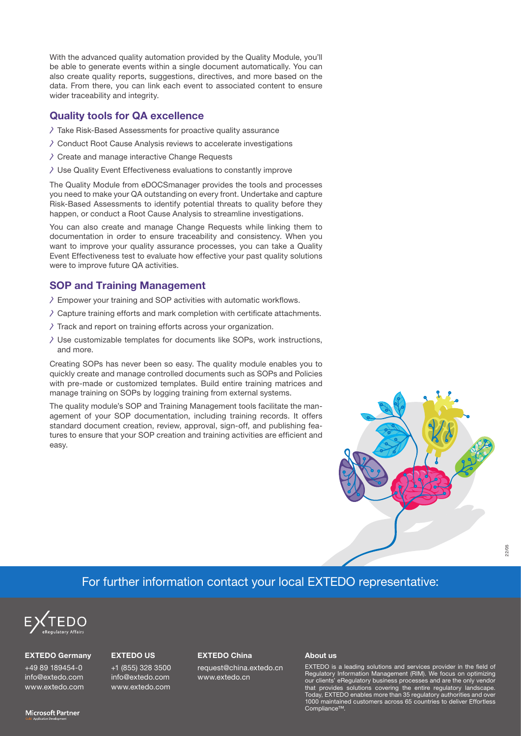With the advanced quality automation provided by the Quality Module, you'll be able to generate events within a single document automatically. You can also create quality reports, suggestions, directives, and more based on the data. From there, you can link each event to associated content to ensure wider traceability and integrity.

## Quality tools for QA excellence

- Take Risk-Based Assessments for proactive quality assurance
- Conduct Root Cause Analysis reviews to accelerate investigations
- Create and manage interactive Change Requests
- Use Quality Event Effectiveness evaluations to constantly improve

The Quality Module from eDOCSmanager provides the tools and processes you need to make your QA outstanding on every front. Undertake and capture Risk-Based Assessments to identify potential threats to quality before they happen, or conduct a Root Cause Analysis to streamline investigations.

You can also create and manage Change Requests while linking them to documentation in order to ensure traceability and consistency. When you want to improve your quality assurance processes, you can take a Quality Event Effectiveness test to evaluate how effective your past quality solutions were to improve future QA activities.

## SOP and Training Management

- Empower your training and SOP activities with automatic workflows.
- Capture training efforts and mark completion with certificate attachments.
- Track and report on training efforts across your organization.
- Use customizable templates for documents like SOPs, work instructions, and more.

Creating SOPs has never been so easy. The quality module enables you to quickly create and manage controlled documents such as SOPs and Policies with pre-made or customized templates. Build entire training matrices and manage training on SOPs by logging training from external systems.

The quality module's SOP and Training Management tools facilitate the management of your SOP documentation, including training records. It offers standard document creation, review, approval, sign-off, and publishing features to ensure that your SOP creation and training activities are efficient and easy.

22/05

## For further information contact your local EXTEDO representative:

EXTEDO
eRegulatory Affairs

**EXTEDO Germany**
+49 89 189454-0
info@extedo.com
www.extedo.com

**EXTEDO US**
+1 (855) 328 3500
info@extedo.com
www.extedo.com

**EXTEDO China**
request@china.extedo.cn
www.extedo.cn

**About us**

EXTEDO is a leading solutions and services provider in the field of Regulatory Information Management (RIM). We focus on optimizing our clients' eRegulatory business processes and are the only vendor that provides solutions covering the entire regulatory landscape. Today, EXTEDO enables more than 35 regulatory authorities and over 1000 maintained customers across 65 countries to deliver Effortless Compliance™.

Microsoft Partner
Gold Application Development